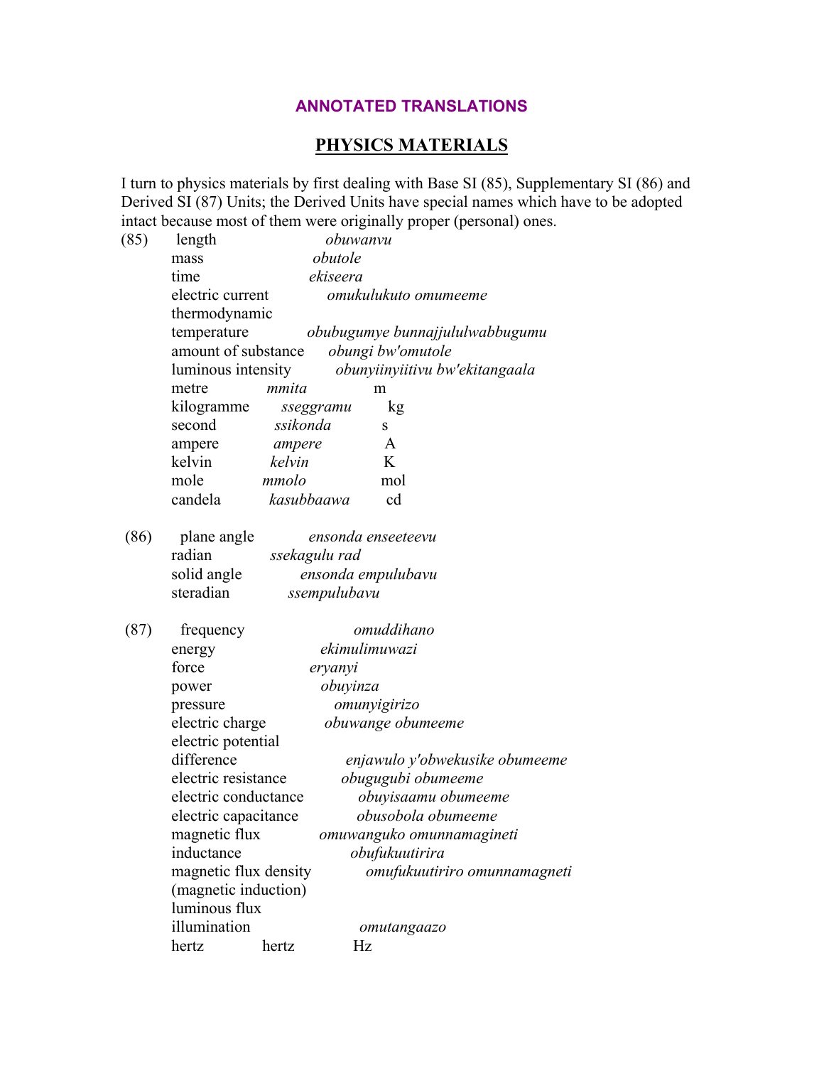# ANNOTATED TRANSLATIONS

## PHYSICS MATERIALS

I turn to physics materials by first dealing with Base SI (85), Supplementary SI (86) and Derived SI (87) Units; the Derived Units have special names which have to be adopted intact because most of them were originally proper (personal) ones.

(85)

| | | |
|---|---|---|
| length | *obuwanvu* | |
| mass | *obutole* | |
| time | *ekiseera* | |
| electric current | *omukulukuto omumeeme* | |
| thermodynamic temperature | *obubugumye bunnajjululwabbugumu* | |
| amount of substance | *obungi bw'omutole* | |
| luminous intensity | *obunyiinyiitivu bw'ekitangaala* | |
| metre | *mmita* | m |
| kilogramme | *sseggramu* | kg |
| second | *ssikonda* | s |
| ampere | *ampere* | A |
| kelvin | *kelvin* | K |
| mole | *mmolo* | mol |
| candela | *kasubbaawa* | cd |

(86)

| | |
|---|---|
| plane angle | *ensonda enseeteevu* |
| radian | *ssekagulu rad* |
| solid angle | *ensonda empulubavu* |
| steradian | *ssempulubavu* |

(87)

| | | |
|---|---|---|
| frequency | *omuddihano* | |
| energy | *ekimulimuwazi* | |
| force | *eryanyi* | |
| power | *obuyinza* | |
| pressure | *omunyigirizo* | |
| electric charge | *obuwange obumeeme* | |
| electric potential difference | *enjawulo y'obwekusike obumeeme* | |
| electric resistance | *obugugubi obumeeme* | |
| electric conductance | *obuyisaamu obumeeme* | |
| electric capacitance | *obusobola obumeeme* | |
| magnetic flux | *omuwanguko omunnamagineti* | |
| inductance | *obufukuutirira* | |
| magnetic flux density (magnetic induction) | *omufukuutiriro omunnamagneti* | |
| luminous flux | | |
| illumination | *omutangaazo* | |
| hertz | hertz | Hz |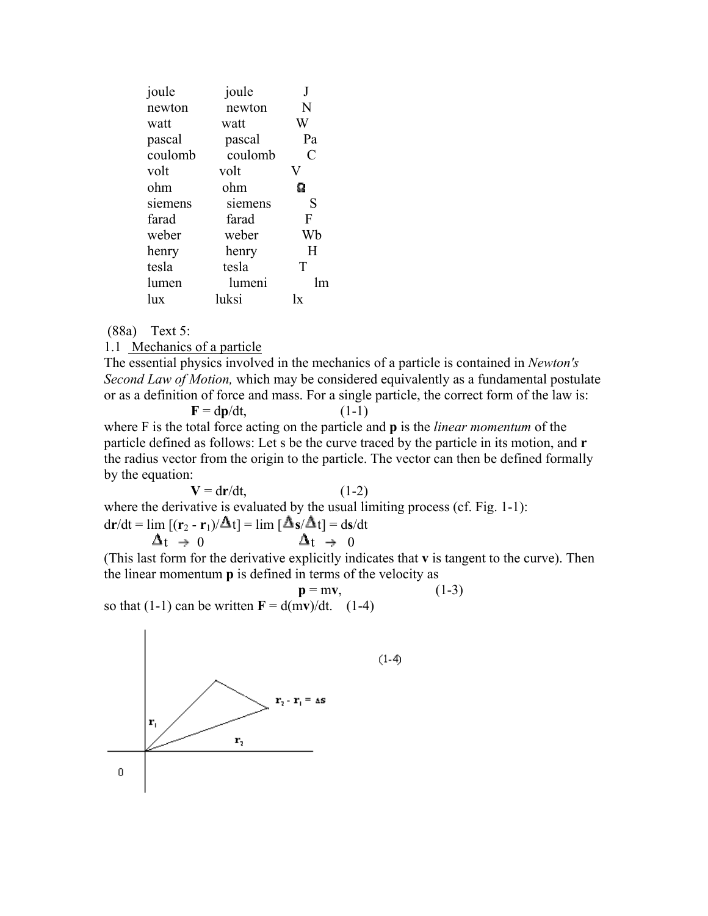| | | |
|---|---|---|
| joule | joule | J |
| newton | newton | N |
| watt | watt | W |
| pascal | pascal | Pa |
| coulomb | coulomb | C |
| volt | volt | V |
| ohm | ohm | Ω |
| siemens | siemens | S |
| farad | farad | F |
| weber | weber | Wb |
| henry | henry | H |
| tesla | tesla | T |
| lumen | lumeni | lm |
| lux | luksi | lx |

(88a) Text 5:

1.1 Mechanics of a particle

The essential physics involved in the mechanics of a particle is contained in *Newton's Second Law of Motion,* which may be considered equivalently as a fundamental postulate or as a definition of force and mass. For a single particle, the correct form of the law is:

$$\mathbf{F} = d\mathbf{p}/dt, \qquad (1\text{-}1)$$

where F is the total force acting on the particle and **p** is the *linear momentum* of the particle defined as follows: Let s be the curve traced by the particle in its motion, and **r** the radius vector from the origin to the particle. The vector can then be defined formally by the equation:

$$\mathbf{V} = d\mathbf{r}/dt, \qquad (1\text{-}2)$$

where the derivative is evaluated by the usual limiting process (cf. Fig. 1-1):

$$d\mathbf{r}/dt = \lim_{\Delta t \to 0} [(\mathbf{r}_2 - \mathbf{r}_1)/\Delta t] = \lim_{\Delta t \to 0} [\Delta \mathbf{s}/\Delta t] = d\mathbf{s}/dt$$

(This last form for the derivative explicitly indicates that **v** is tangent to the curve). Then the linear momentum **p** is defined in terms of the velocity as

$$\mathbf{p} = m\mathbf{v}, \qquad (1\text{-}3)$$

so that (1-1) can be written $\mathbf{F} = d(m\mathbf{v})/dt$. (1-4)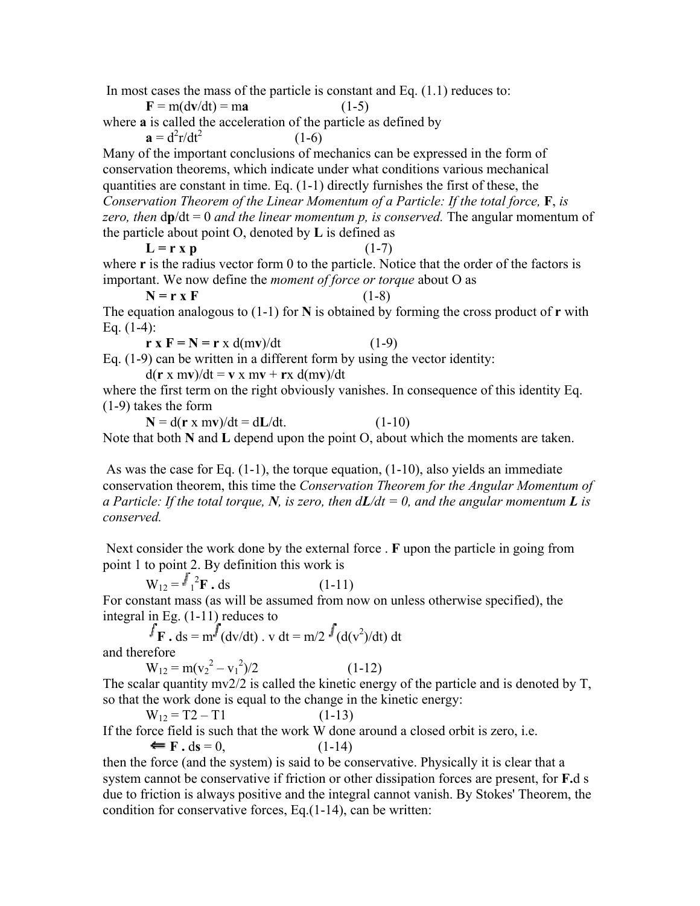In most cases the mass of the particle is constant and Eq. (1.1) reduces to:

$$\mathbf{F} = m(d\mathbf{v}/dt) = m\mathbf{a} \qquad (1\text{-}5)$$

where **a** is called the acceleration of the particle as defined by

$$\mathbf{a} = d^2r/dt^2 \qquad (1\text{-}6)$$

Many of the important conclusions of mechanics can be expressed in the form of conservation theorems, which indicate under what conditions various mechanical quantities are constant in time. Eq. (1-1) directly furnishes the first of these, the *Conservation Theorem of the Linear Momentum of a Particle: If the total force,* **F**, *is zero, then* $d\mathbf{p}/dt = 0$ *and the linear momentum p, is conserved.* The angular momentum of the particle about point O, denoted by **L** is defined as

$$\mathbf{L = r \times p} \qquad (1\text{-}7)$$

where **r** is the radius vector form 0 to the particle. Notice that the order of the factors is important. We now define the *moment of force or torque* about O as

$$\mathbf{N = r \times F} \qquad (1\text{-}8)$$

The equation analogous to (1-1) for **N** is obtained by forming the cross product of **r** with Eq. (1-4):

$$\mathbf{r \times F = N = r} \times d(m\mathbf{v})/dt \qquad (1\text{-}9)$$

Eq. (1-9) can be written in a different form by using the vector identity:

$$d(\mathbf{r} \times m\mathbf{v})/dt = \mathbf{v} \times m\mathbf{v} + \mathbf{r} \times d(m\mathbf{v})/dt$$

where the first term on the right obviously vanishes. In consequence of this identity Eq. (1-9) takes the form

$$\mathbf{N} = d(\mathbf{r} \times m\mathbf{v})/dt = d\mathbf{L}/dt. \qquad (1\text{-}10)$$

Note that both **N** and **L** depend upon the point O, about which the moments are taken.

As was the case for Eq. (1-1), the torque equation, (1-10), also yields an immediate conservation theorem, this time the *Conservation Theorem for the Angular Momentum of a Particle: If the total torque,* ***N****, is zero, then d****L****/dt = 0, and the angular momentum* ***L*** *is conserved.*

Next consider the work done by the external force . **F** upon the particle in going from point 1 to point 2. By definition this work is

$$W_{12} = \int_1^2 \mathbf{F} \cdot d\mathbf{s} \qquad (1\text{-}11)$$

For constant mass (as will be assumed from now on unless otherwise specified), the integral in Eg. (1-11) reduces to

$$\int \mathbf{F} \cdot d\mathbf{s} = m\int (dv/dt) \cdot v\, dt = m/2 \int (d(v^2)/dt)\, dt$$

and therefore

$$W_{12} = m(v_2^2 - v_1^2)/2 \qquad (1\text{-}12)$$

The scalar quantity mv2/2 is called the kinetic energy of the particle and is denoted by T, so that the work done is equal to the change in the kinetic energy:

$$W_{12} = T2 - T1 \qquad (1\text{-}13)$$

If the force field is such that the work W done around a closed orbit is zero, i.e.

$$\oint \mathbf{F} \cdot d\mathbf{s} = 0, \qquad (1\text{-}14)$$

then the force (and the system) is said to be conservative. Physically it is clear that a system cannot be conservative if friction or other dissipation forces are present, for **F**.d s due to friction is always positive and the integral cannot vanish. By Stokes' Theorem, the condition for conservative forces, Eq.(1-14), can be written: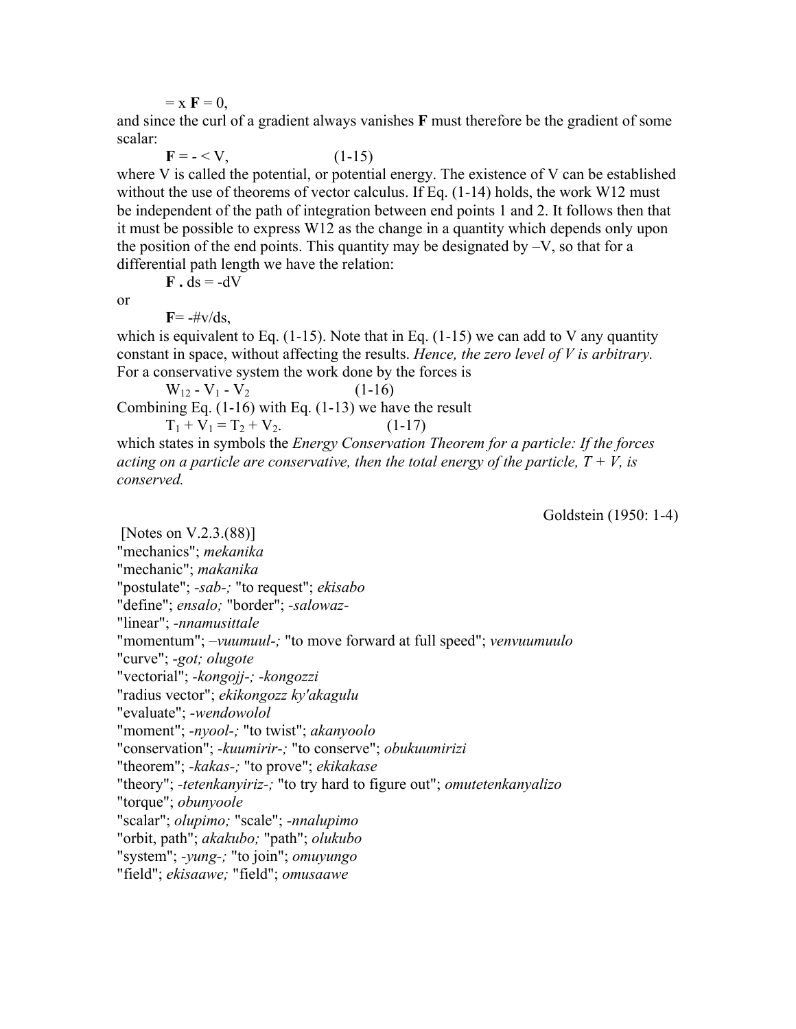$= x$ **F** $= 0,$

and since the curl of a gradient always vanishes **F** must therefore be the gradient of some scalar:

$$\mathbf{F} = - < V, \qquad (1\text{-}15)$$

where V is called the potential, or potential energy. The existence of V can be established without the use of theorems of vector calculus. If Eq. (1-14) holds, the work W12 must be independent of the path of integration between end points 1 and 2. It follows then that it must be possible to express W12 as the change in a quantity which depends only upon the position of the end points. This quantity may be designated by –V, so that for a differential path length we have the relation:

$$\mathbf{F} \,.\, ds = -dV$$

or

$$\mathbf{F} = -\#v/ds,$$

which is equivalent to Eq. (1-15). Note that in Eq. (1-15) we can add to V any quantity constant in space, without affecting the results. *Hence, the zero level of V is arbitrary.* For a conservative system the work done by the forces is

$$W_{12} - V_1 - V_2 \qquad (1\text{-}16)$$

Combining Eq. (1-16) with Eq. (1-13) we have the result

$$T_1 + V_1 = T_2 + V_2. \qquad (1\text{-}17)$$

which states in symbols the *Energy Conservation Theorem for a particle: If the forces acting on a particle are conservative, then the total energy of the particle, T + V, is conserved.*

Goldstein (1950: 1-4)

[Notes on V.2.3.(88)]
"mechanics"; *mekanika*
"mechanic"; *makanika*
"postulate"; *-sab-;* "to request"; *ekisabo*
"define"; *ensalo;* "border"; *-salowaz-*
"linear"; *-nnamusittale*
"momentum"; *–vuumuul-;* "to move forward at full speed"; *venvuumuulo*
"curve"; *-got; olugote*
"vectorial"; *-kongojj-; -kongozzi*
"radius vector"; *ekikongozz ky'akagulu*
"evaluate"; *-wendowolol*
"moment"; *-nyool-;* "to twist"; *akanyoolo*
"conservation"; *-kuumirir-;* "to conserve"; *obukuumirizi*
"theorem"; *-kakas-;* "to prove"; *ekikakase*
"theory"; *-tetenkanyiriz-;* "to try hard to figure out"; *omutetenkanyalizo*
"torque"; *obunyoole*
"scalar"; *olupimo;* "scale"; *-nnalupimo*
"orbit, path"; *akakubo;* "path"; *olukubo*
"system"; *-yung-;* "to join"; *omuyungo*
"field"; *ekisaawe;* "field"; *omusaawe*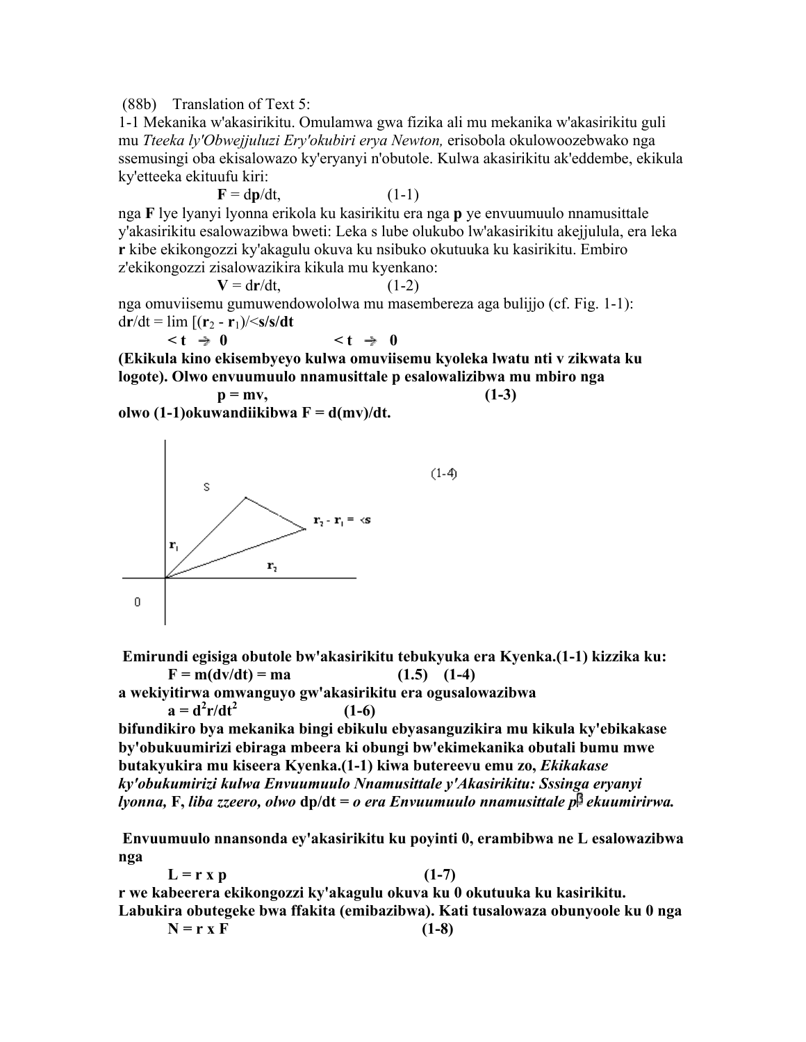(88b) Translation of Text 5:

1-1 Mekanika w'akasirikitu. Omulamwa gwa fizika ali mu mekanika w'akasirikitu guli mu *Tteeka ly'Obwejjuluzi Ery'okubiri erya Newton,* erisobola okulowoozebwako nga ssemusingi oba ekisalowazo ky'eryanyi n'obutole. Kulwa akasirikitu ak'eddembe, ekikula ky'etteeka ekituufu kiri:

$$\mathbf{F} = d\mathbf{p}/dt, \qquad (1\text{-}1)$$

nga **F** lye lyanyi lyonna erikola ku kasirikitu era nga **p** ye envuumuulo nnamusittale y'akasirikitu esalowazibwa bweti: Leka s lube olukubo lw'akasirikitu akejjulula, era leka **r** kibe ekikongozzi ky'akagulu okuva ku nsibuko okutuuka ku kasirikitu. Embiro z'ekikongozzi zisalowazikira kikula mu kyenkano:

$$\mathbf{V} = d\mathbf{r}/dt, \qquad (1\text{-}2)$$

nga omuviisemu gumuwendowololwa mu masembereza aga bulijjo (cf. Fig. 1-1):

$$d\mathbf{r}/dt = \lim_{<t \to 0} [(\mathbf{r}_2 - \mathbf{r}_1)/<s/s/dt \quad \lim_{<t \to 0}$$

**(Ekikula kino ekisembyeyo kulwa omuviisemu kyoleka lwatu nti v zikwata ku logote). Olwo envuumuulo nnamusittale p esalowalizibwa mu mbiro nga**

$$\mathbf{p} = m\mathbf{v}, \qquad (1\text{-}3)$$

**olwo (1-1)okuwandiikibwa F = d(mv)/dt.**

(1-4)

**Emirundi egisiga obutole bw'akasirikitu tebukyuka era Kyenka.(1-1) kizzika ku:**

$$\mathbf{F} = m(dv/dt) = ma \qquad (1.5) \quad (1\text{-}4)$$

**a wekiyitirwa omwanguyo gw'akasirikitu era ogusalowazibwa**

$$\mathbf{a} = d^2\mathbf{r}/dt^2 \qquad (1\text{-}6)$$

**bifundikiro bya mekanika bingi ebikulu ebyasanguzikira mu kikula ky'ebikakase by'obukuumirizi ebiraga mbeera ki obungi bw'ekimekanika obutali bumu mwe butakyukira mu kiseera Kyenka.(1-1) kiwa butereevu emu zo,** ***Ekikakase ky'obukumirizi kulwa Envuumuulo Nnamusittale y'Akasirikitu: Sssinga eryanyi lyonna,* F, *liba zzeero, olwo* dp/dt = *o era Envuumuulo nnamusittale p ekuumirirwa.***

**Envuumuulo nnansonda ey'akasirikitu ku poyinti 0, erambibwa ne L esalowazibwa nga**

$$\mathbf{L} = \mathbf{r} \times \mathbf{p} \qquad (1\text{-}7)$$

**r we kabeerera ekikongozzi ky'akagulu okuva ku 0 okutuuka ku kasirikitu. Labukira obutegeke bwa ffakita (emibazibwa). Kati tusalowaza obunyoole ku 0 nga**

$$\mathbf{N} = \mathbf{r} \times \mathbf{F} \qquad (1\text{-}8)$$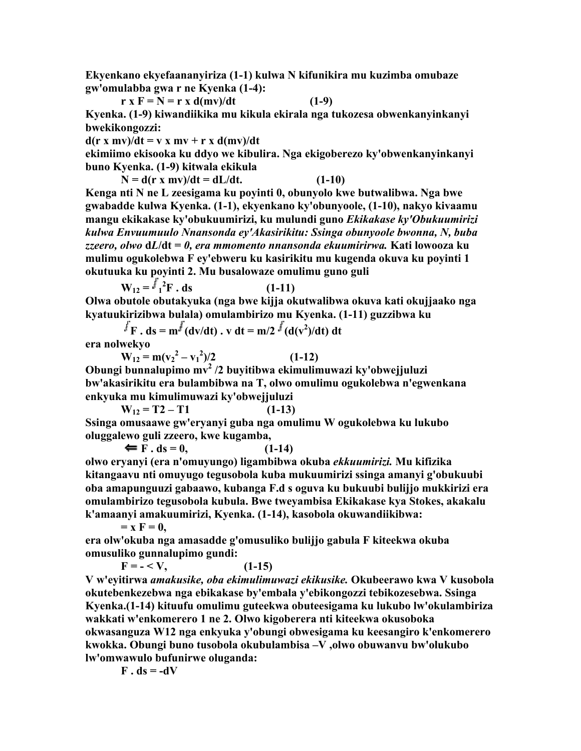Ekyenkano ekyefaananyiriza (1-1) kulwa N kifunikira mu kuzimba omubaze gw'omulabba gwa r ne Kyenka (1-4):

$$r \times F = N = r \times d(mv)/dt \qquad (1\text{-}9)$$

Kyenka. (1-9) kiwandiikika mu kikula ekirala nga tukozesa obwenkanyinkanyi bwekikongozzi:

$$d(r \times mv)/dt = v \times mv + r \times d(mv)/dt$$

ekimiimo ekisooka ku ddyo we kibulira. Nga ekigoberezo ky'obwenkanyinkanyi buno Kyenka. (1-9) kitwala ekikula

$$N = d(r \times mv)/dt = dL/dt. \qquad (1\text{-}10)$$

Kenga nti N ne L zeesigama ku poyinti 0, obunyolo kwe butwalibwa. Nga bwe gwabadde kulwa Kyenka. (1-1), ekyenkano ky'obunyoole, (1-10), nakyo kivaamu mangu ekikakase ky'obukuumirizi, ku mulundi guno *Ekikakase ky'Obukuumirizi kulwa Envuumuulo Nnansonda ey'Akasirikitu: Ssinga obunyoole bwonna, N, buba zzeero, olwo* $dL/dt = 0$*, era mmomento nnansonda ekuumirirwa.* Kati lowooza ku mulimu ogukolebwa F ey'ebweru ku kasirikitu mu kugenda okuva ku poyinti 1 okutuuka ku poyinti 2. Mu busalowaze omulimu guno guli

$$W_{12} = \int_1^2 F \cdot ds \qquad (1\text{-}11)$$

Olwa obutole obutakyuka (nga bwe kijja okutwalibwa okuva kati okujjaako nga kyatuukirizibwa bulala) omulambirizo mu Kyenka. (1-11) guzzibwa ku

$$\int F \cdot ds = m\int (dv/dt) \cdot v\, dt = m/2 \int (d(v^2)/dt)\, dt$$

era nolwekyo

$$W_{12} = m(v_2^2 - v_1^2)/2 \qquad (1\text{-}12)$$

Obungi bunnalupimo $mv^2/2$ buyitibwa ekimulimuwazi ky'obwejjuluzi bw'akasirikitu era bulambibwa na T, olwo omulimu ogukolebwa n'egwenkana enkyuka mu kimulimuwazi ky'obwejjuluzi

$$W_{12} = T2 - T1 \qquad (1\text{-}13)$$

Ssinga omusaawe gw'eryanyi guba nga omulimu W ogukolebwa ku lukubo oluggalewo guli zzeero, kwe kugamba,

$$\oint F \cdot ds = 0, \qquad (1\text{-}14)$$

olwo eryanyi (era n'omuyungo) ligambibwa okuba *ekkuumirizi.* Mu kifizika kitangaavu nti omuyugo tegusobola kuba mukuumirizi ssinga amanyi g'obukuubi oba amapunguuzi gabaawo, kubanga F.d s oguva ku bukuubi bulijjo mukkirizi era omulambirizo tegusobola kubula. Bwe tweyambisa Ekikakase kya Stokes, akakalu k'amaanyi amakuumirizi, Kyenka. (1-14), kasobola okuwandiikibwa:

$$\nabla \times F = 0,$$

era olw'okuba nga amasadde g'omusuliko bulijjo gabula F kiteekwa okuba omusuliko gunnalupimo gundi:

$$F = -\nabla V, \qquad (1\text{-}15)$$

V w'eyitirwa *amakusike, oba ekimulimuwazi ekikusike.* Okubeerawo kwa V kusobola okutebenkezebwa nga ebikakase by'embala y'ebikongozzi tebikozesebwa. Ssinga Kyenka.(1-14) kituufu omulimu guteekwa obuteesigama ku lukubo lw'okulambiriza wakkati w'enkomerero 1 ne 2. Olwo kigoberera nti kiteekwa okusoboka okwasanguza W12 nga enkyuka y'obungi obwesigama ku keesangiro k'enkomerero kwokka. Obungi buno tusobola okubulambisa –V ,olwo obuwanvu bw'olukubo lw'omwawulo bufunirwe oluganda:

$$F \cdot ds = -dV$$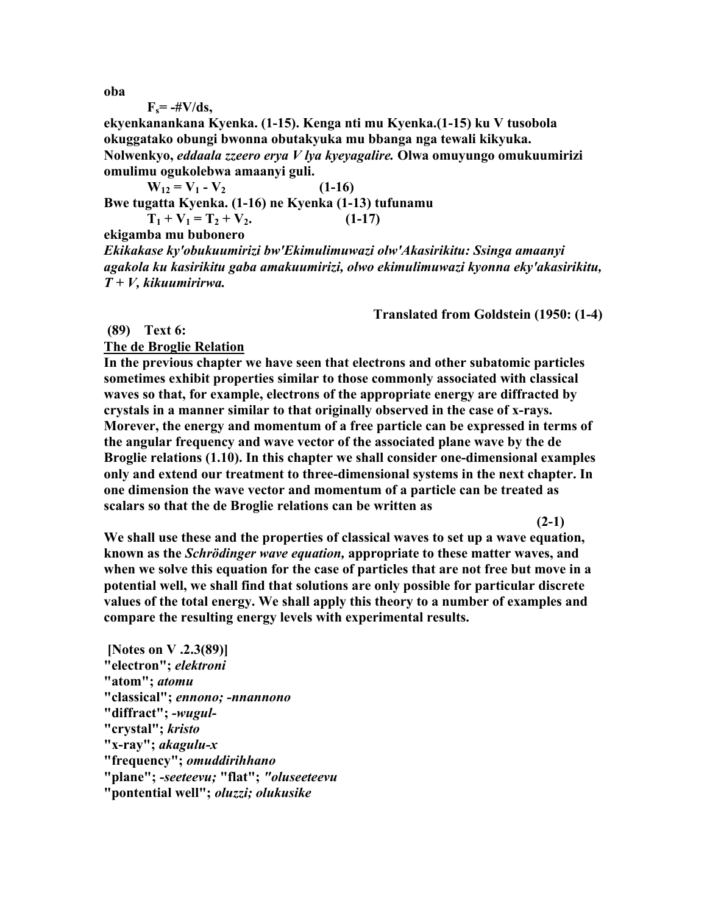**oba**

$$F_s = -\#V/ds,$$

**ekyenkanankana Kyenka. (1-15). Kenga nti mu Kyenka.(1-15) ku V tusobola okuggatako obungi bwonna obutakyuka mu bbanga nga tewali kikyuka. Nolwenkyo, *eddaala zzeero erya V lya kyeyagalire.* Olwa omuyungo omukuumirizi omulimu ogukolebwa amaanyi guli.**

$$W_{12} = V_1 - V_2 \qquad (1\text{-}16)$$

**Bwe tugatta Kyenka. (1-16) ne Kyenka (1-13) tufunamu**

$$T_1 + V_1 = T_2 + V_2. \qquad (1\text{-}17)$$

**ekigamba mu bubonero**

***Ekikakase ky'obukuumirizi bw'Ekimulimuwazi olw'Akasirikitu: Ssinga amaanyi agakola ku kasirikitu gaba amakuumirizi, olwo ekimulimuwazi kyonna eky'akasirikitu, $T + V$, kikuumirirwa.***

**Translated from Goldstein (1950: (1-4)**

**(89) Text 6:**

**<u>The de Broglie Relation</u>**

**In the previous chapter we have seen that electrons and other subatomic particles sometimes exhibit properties similar to those commonly associated with classical waves so that, for example, electrons of the appropriate energy are diffracted by crystals in a manner similar to that originally observed in the case of x-rays. Morever, the energy and momentum of a free particle can be expressed in terms of the angular frequency and wave vector of the associated plane wave by the de Broglie relations (1.10). In this chapter we shall consider one-dimensional examples only and extend our treatment to three-dimensional systems in the next chapter. In one dimension the wave vector and momentum of a particle can be treated as scalars so that the de Broglie relations can be written as**

**(2-1)**

**We shall use these and the properties of classical waves to set up a wave equation, known as the *Schrödinger wave equation,* appropriate to these matter waves, and when we solve this equation for the case of particles that are not free but move in a potential well, we shall find that solutions are only possible for particular discrete values of the total energy. We shall apply this theory to a number of examples and compare the resulting energy levels with experimental results.**

**[Notes on V .2.3(89)]**
**"electron"; *elektroni***
**"atom"; *atomu***
**"classical"; *ennono; -nnannono***
**"diffract"; *-wugul-***
**"crystal"; *kristo***
**"x-ray"; *akagulu-x***
**"frequency"; *omuddirihhano***
**"plane"; *-seeteevu;* "flat"; *"oluseeteevu***
**"pontential well"; *oluzzi; olukusike***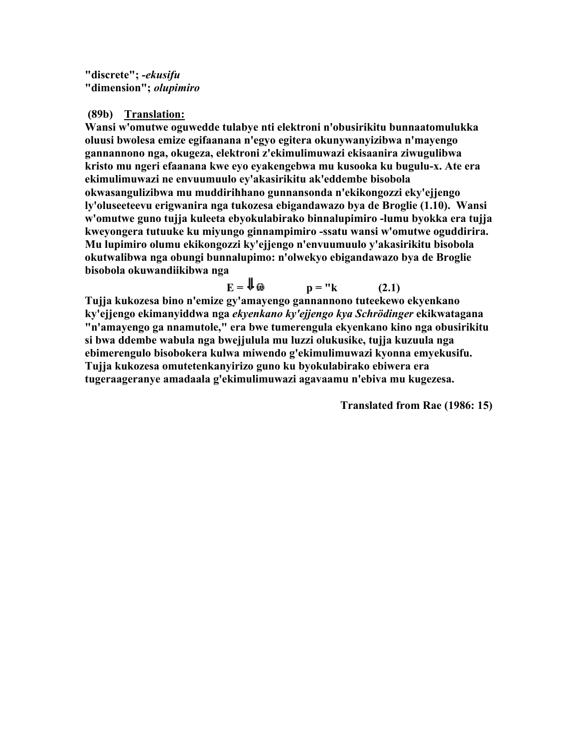**"discrete"; *-ekusifu***
**"dimension"; *olupimiro***

**(89b) Translation:**

**Wansi w'omutwe oguwedde tulabye nti elektroni n'obusirikitu bunnaatomulukka oluusi bwolesa emize egifaanana n'egyo egitera okunywanyizibwa n'mayengo gannannono nga, okugeza, elektroni z'ekimulimuwazi ekisaanira ziwugulibwa kristo mu ngeri efaanana kwe eyo eyakengebwa mu kusooka ku bugulu-x. Ate era ekimulimuwazi ne envuumuulo ey'akasirikitu ak'eddembe bisobola okwasangulizibwa mu muddirihhano gunnansonda n'ekikongozzi eky'ejjengo ly'oluseeteevu erigwanira nga tukozesa ebigandawazo bya de Broglie (1.10). Wansi w'omutwe guno tujja kuleeta ebyokulabirako binnalupimiro -lumu byokka era tujja kweyongera tutuuke ku miyungo ginnampimiro -ssatu wansi w'omutwe oguddirira. Mu lupimiro olumu ekikongozzi ky'ejjengo n'envuumuulo y'akasirikitu bisobola okutwalibwa nga obungi bunnalupimo: n'olwekyo ebigandawazo bya de Broglie bisobola okuwandiikibwa nga**

$$E = \hbar\omega \qquad p = \hbar k \qquad (2.1)$$

**Tujja kukozesa bino n'emize gy'amayengo gannannono tuteekewo ekyenkano ky'ejjengo ekimanyiddwa nga *ekyenkano ky'ejjengo kya Schrödinger* ekikwatagana "n'amayengo ga nnamutole," era bwe tumerengula ekyenkano kino nga obusirikitu si bwa ddembe wabula nga bwejjulula mu luzzi olukusike, tujja kuzuula nga ebimerengulo bisobokera kulwa miwendo g'ekimulimuwazi kyonna emyekusifu. Tujja kukozesa omutetenkanyirizo guno ku byokulabirako ebiwera era tugeraageranye amadaala g'ekimulimuwazi agavaamu n'ebiva mu kugezesa.**

**Translated from Rae (1986: 15)**